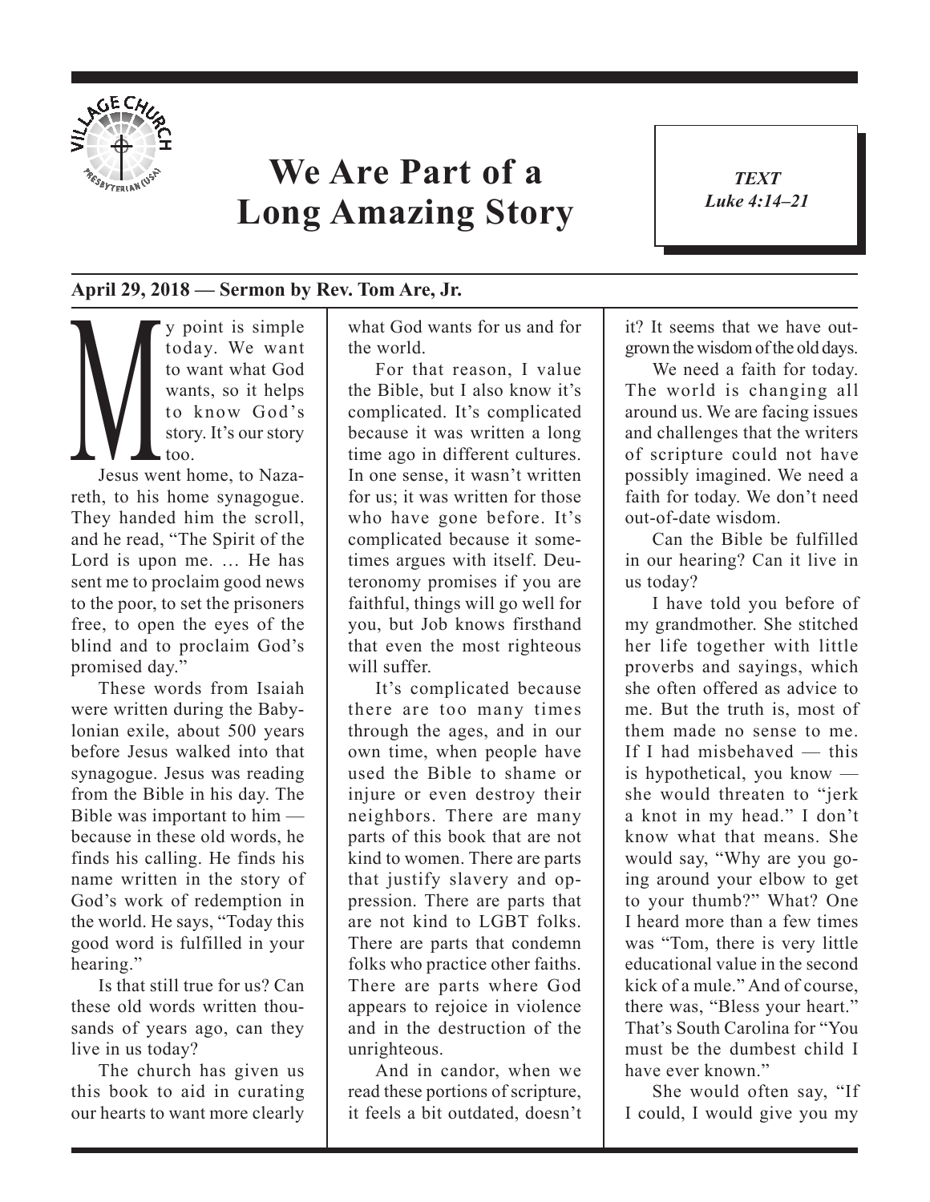# We Are Part of a Long Amazing Story

*TEXT*
*Luke 4:14–21*

**April 29, 2018 — Sermon by Rev. Tom Are, Jr.**

My point is simple today. We want to want what God wants, so it helps to know God's story. It's our story too.

Jesus went home, to Nazareth, to his home synagogue. They handed him the scroll, and he read, "The Spirit of the Lord is upon me. … He has sent me to proclaim good news to the poor, to set the prisoners free, to open the eyes of the blind and to proclaim God's promised day."

These words from Isaiah were written during the Babylonian exile, about 500 years before Jesus walked into that synagogue. Jesus was reading from the Bible in his day. The Bible was important to him — because in these old words, he finds his calling. He finds his name written in the story of God's work of redemption in the world. He says, "Today this good word is fulfilled in your hearing."

Is that still true for us? Can these old words written thousands of years ago, can they live in us today?

The church has given us this book to aid in curating our hearts to want more clearly what God wants for us and for the world.

For that reason, I value the Bible, but I also know it's complicated. It's complicated because it was written a long time ago in different cultures. In one sense, it wasn't written for us; it was written for those who have gone before. It's complicated because it sometimes argues with itself. Deuteronomy promises if you are faithful, things will go well for you, but Job knows firsthand that even the most righteous will suffer.

It's complicated because there are too many times through the ages, and in our own time, when people have used the Bible to shame or injure or even destroy their neighbors. There are many parts of this book that are not kind to women. There are parts that justify slavery and oppression. There are parts that are not kind to LGBT folks. There are parts that condemn folks who practice other faiths. There are parts where God appears to rejoice in violence and in the destruction of the unrighteous.

And in candor, when we read these portions of scripture, it feels a bit outdated, doesn't it? It seems that we have outgrown the wisdom of the old days.

We need a faith for today. The world is changing all around us. We are facing issues and challenges that the writers of scripture could not have possibly imagined. We need a faith for today. We don't need out-of-date wisdom.

Can the Bible be fulfilled in our hearing? Can it live in us today?

I have told you before of my grandmother. She stitched her life together with little proverbs and sayings, which she often offered as advice to me. But the truth is, most of them made no sense to me. If I had misbehaved — this is hypothetical, you know — she would threaten to "jerk a knot in my head." I don't know what that means. She would say, "Why are you going around your elbow to get to your thumb?" What? One I heard more than a few times was "Tom, there is very little educational value in the second kick of a mule." And of course, there was, "Bless your heart." That's South Carolina for "You must be the dumbest child I have ever known."

She would often say, "If I could, I would give you my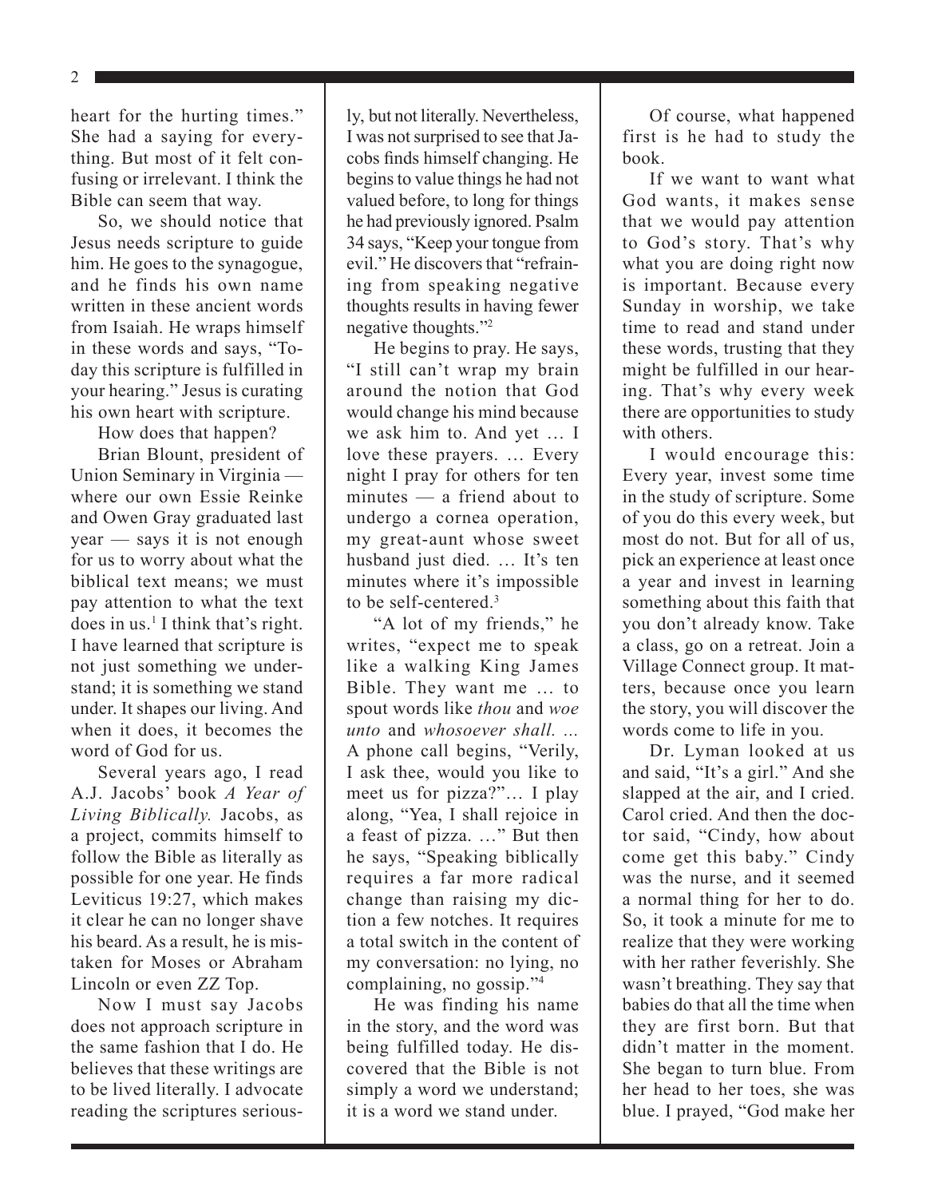heart for the hurting times." She had a saying for everything. But most of it felt confusing or irrelevant. I think the Bible can seem that way.

So, we should notice that Jesus needs scripture to guide him. He goes to the synagogue, and he finds his own name written in these ancient words from Isaiah. He wraps himself in these words and says, "Today this scripture is fulfilled in your hearing." Jesus is curating his own heart with scripture.

How does that happen?

Brian Blount, president of Union Seminary in Virginia — where our own Essie Reinke and Owen Gray graduated last year — says it is not enough for us to worry about what the biblical text means; we must pay attention to what the text does in us.[1] I think that's right. I have learned that scripture is not just something we understand; it is something we stand under. It shapes our living. And when it does, it becomes the word of God for us.

Several years ago, I read A.J. Jacobs' book *A Year of Living Biblically.* Jacobs, as a project, commits himself to follow the Bible as literally as possible for one year. He finds Leviticus 19:27, which makes it clear he can no longer shave his beard. As a result, he is mistaken for Moses or Abraham Lincoln or even ZZ Top.

Now I must say Jacobs does not approach scripture in the same fashion that I do. He believes that these writings are to be lived literally. I advocate reading the scriptures seriously, but not literally. Nevertheless, I was not surprised to see that Jacobs finds himself changing. He begins to value things he had not valued before, to long for things he had previously ignored. Psalm 34 says, "Keep your tongue from evil." He discovers that "refraining from speaking negative thoughts results in having fewer negative thoughts."[2]

He begins to pray. He says, "I still can't wrap my brain around the notion that God would change his mind because we ask him to. And yet … I love these prayers. … Every night I pray for others for ten minutes — a friend about to undergo a cornea operation, my great-aunt whose sweet husband just died. … It's ten minutes where it's impossible to be self-centered.[3]

"A lot of my friends," he writes, "expect me to speak like a walking King James Bible. They want me … to spout words like *thou* and *woe unto* and *whosoever shall. …* A phone call begins, "Verily, I ask thee, would you like to meet us for pizza?"… I play along, "Yea, I shall rejoice in a feast of pizza. …" But then he says, "Speaking biblically requires a far more radical change than raising my diction a few notches. It requires a total switch in the content of my conversation: no lying, no complaining, no gossip."[4]

He was finding his name in the story, and the word was being fulfilled today. He discovered that the Bible is not simply a word we understand; it is a word we stand under.

Of course, what happened first is he had to study the book.

If we want to want what God wants, it makes sense that we would pay attention to God's story. That's why what you are doing right now is important. Because every Sunday in worship, we take time to read and stand under these words, trusting that they might be fulfilled in our hearing. That's why every week there are opportunities to study with others.

I would encourage this: Every year, invest some time in the study of scripture. Some of you do this every week, but most do not. But for all of us, pick an experience at least once a year and invest in learning something about this faith that you don't already know. Take a class, go on a retreat. Join a Village Connect group. It matters, because once you learn the story, you will discover the words come to life in you.

Dr. Lyman looked at us and said, "It's a girl." And she slapped at the air, and I cried. Carol cried. And then the doctor said, "Cindy, how about come get this baby." Cindy was the nurse, and it seemed a normal thing for her to do. So, it took a minute for me to realize that they were working with her rather feverishly. She wasn't breathing. They say that babies do that all the time when they are first born. But that didn't matter in the moment. She began to turn blue. From her head to her toes, she was blue. I prayed, "God make her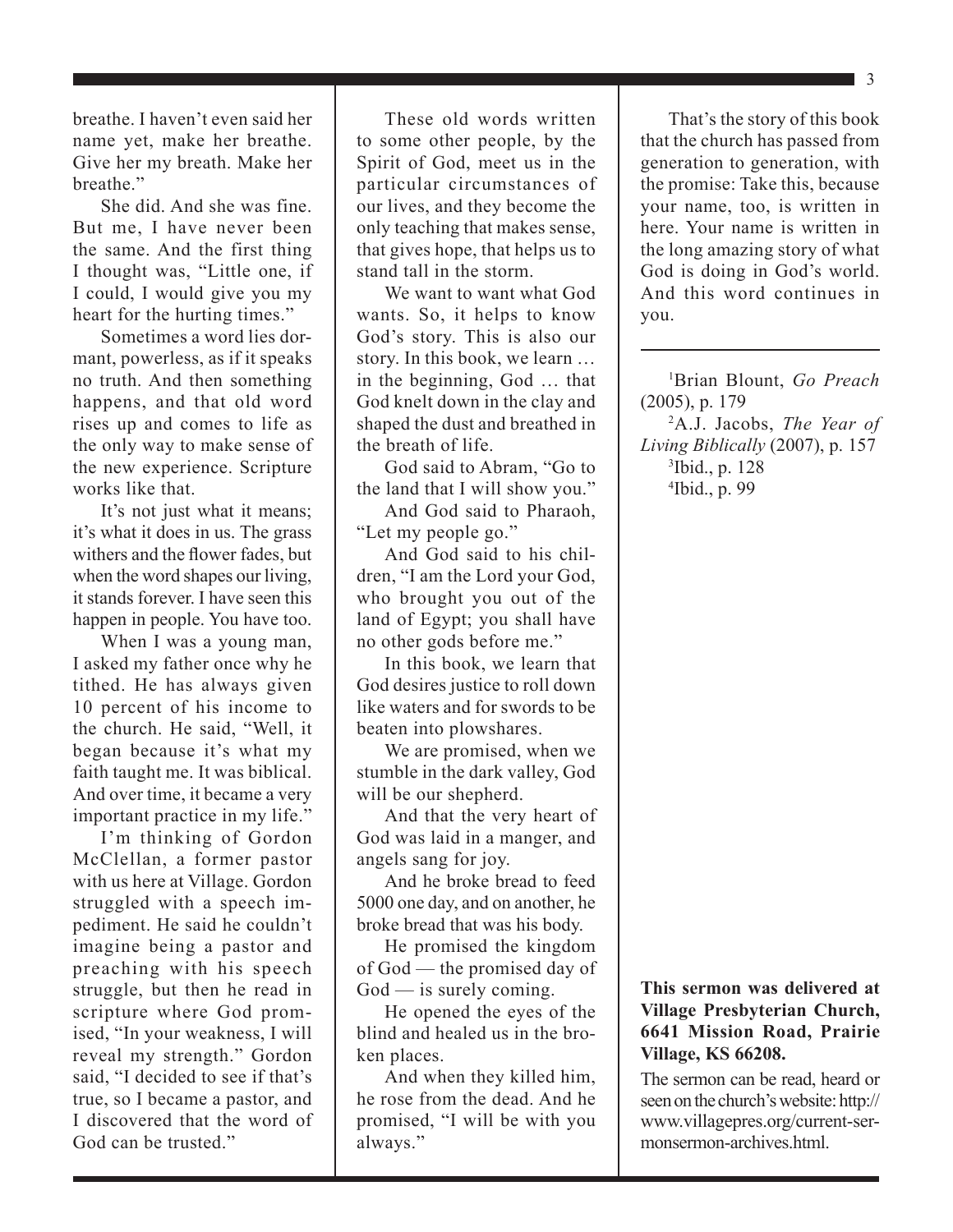breathe. I haven't even said her name yet, make her breathe. Give her my breath. Make her breathe."

She did. And she was fine. But me, I have never been the same. And the first thing I thought was, "Little one, if I could, I would give you my heart for the hurting times."

Sometimes a word lies dormant, powerless, as if it speaks no truth. And then something happens, and that old word rises up and comes to life as the only way to make sense of the new experience. Scripture works like that.

It's not just what it means; it's what it does in us. The grass withers and the flower fades, but when the word shapes our living, it stands forever. I have seen this happen in people. You have too.

When I was a young man, I asked my father once why he tithed. He has always given 10 percent of his income to the church. He said, "Well, it began because it's what my faith taught me. It was biblical. And over time, it became a very important practice in my life."

I'm thinking of Gordon McClellan, a former pastor with us here at Village. Gordon struggled with a speech impediment. He said he couldn't imagine being a pastor and preaching with his speech struggle, but then he read in scripture where God promised, "In your weakness, I will reveal my strength." Gordon said, "I decided to see if that's true, so I became a pastor, and I discovered that the word of God can be trusted."

These old words written to some other people, by the Spirit of God, meet us in the particular circumstances of our lives, and they become the only teaching that makes sense, that gives hope, that helps us to stand tall in the storm.

We want to want what God wants. So, it helps to know God's story. This is also our story. In this book, we learn … in the beginning, God … that God knelt down in the clay and shaped the dust and breathed in the breath of life.

God said to Abram, "Go to the land that I will show you."

And God said to Pharaoh, "Let my people go."

And God said to his children, "I am the Lord your God, who brought you out of the land of Egypt; you shall have no other gods before me."

In this book, we learn that God desires justice to roll down like waters and for swords to be beaten into plowshares.

We are promised, when we stumble in the dark valley, God will be our shepherd.

And that the very heart of God was laid in a manger, and angels sang for joy.

And he broke bread to feed 5000 one day, and on another, he broke bread that was his body.

He promised the kingdom of God — the promised day of God — is surely coming.

He opened the eyes of the blind and healed us in the broken places.

And when they killed him, he rose from the dead. And he promised, "I will be with you always."

That's the story of this book that the church has passed from generation to generation, with the promise: Take this, because your name, too, is written in here. Your name is written in the long amazing story of what God is doing in God's world. And this word continues in you.

---

[1]Brian Blount, *Go Preach* (2005), p. 179

[2]A.J. Jacobs, *The Year of Living Biblically* (2007), p. 157

[3]Ibid., p. 128

[4]Ibid., p. 99

**This sermon was delivered at Village Presbyterian Church, 6641 Mission Road, Prairie Village, KS 66208.**

The sermon can be read, heard or seen on the church's website: http://www.villagepres.org/current-sermonsermon-archives.html.